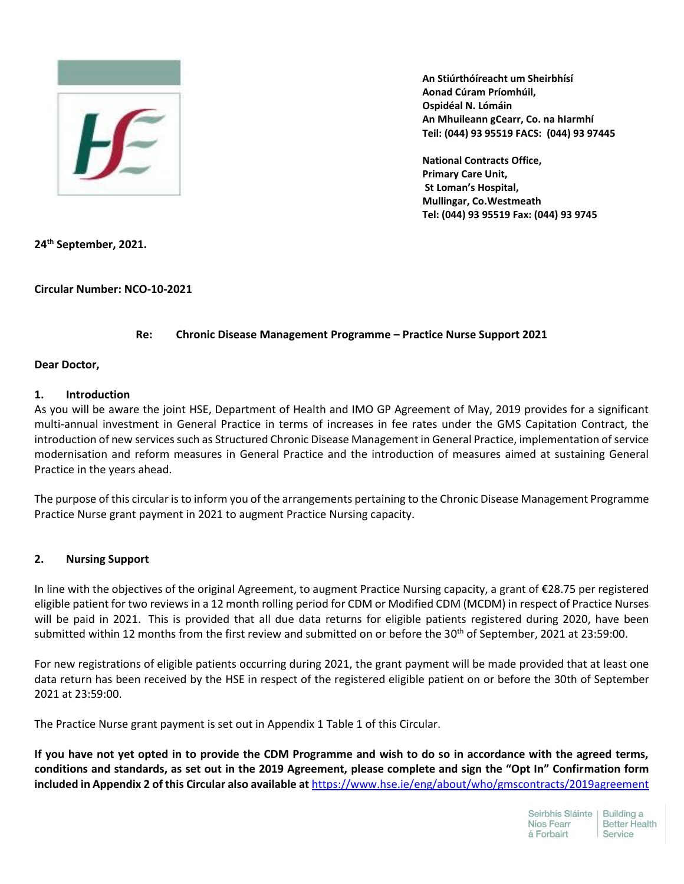An Stiúrthóireacht um Sheirbhísí
Aonad Cúram Príomhúil,
Ospidéal N. Lómáin
An Mhuileann gCearr, Co. na hIarmhí
Teil: (044) 93 95519 FACS: (044) 93 97445

National Contracts Office,
Primary Care Unit,
St Loman's Hospital,
Mullingar, Co.Westmeath
Tel: (044) 93 95519 Fax: (044) 93 9745

**24th September, 2021.**

**Circular Number: NCO-10-2021**

**Re: Chronic Disease Management Programme – Practice Nurse Support 2021**

**Dear Doctor,**

## 1. Introduction

As you will be aware the joint HSE, Department of Health and IMO GP Agreement of May, 2019 provides for a significant multi-annual investment in General Practice in terms of increases in fee rates under the GMS Capitation Contract, the introduction of new services such as Structured Chronic Disease Management in General Practice, implementation of service modernisation and reform measures in General Practice and the introduction of measures aimed at sustaining General Practice in the years ahead.

The purpose of this circular is to inform you of the arrangements pertaining to the Chronic Disease Management Programme Practice Nurse grant payment in 2021 to augment Practice Nursing capacity.

## 2. Nursing Support

In line with the objectives of the original Agreement, to augment Practice Nursing capacity, a grant of €28.75 per registered eligible patient for two reviews in a 12 month rolling period for CDM or Modified CDM (MCDM) in respect of Practice Nurses will be paid in 2021. This is provided that all due data returns for eligible patients registered during 2020, have been submitted within 12 months from the first review and submitted on or before the 30th of September, 2021 at 23:59:00.

For new registrations of eligible patients occurring during 2021, the grant payment will be made provided that at least one data return has been received by the HSE in respect of the registered eligible patient on or before the 30th of September 2021 at 23:59:00.

The Practice Nurse grant payment is set out in Appendix 1 Table 1 of this Circular.

**If you have not yet opted in to provide the CDM Programme and wish to do so in accordance with the agreed terms, conditions and standards, as set out in the 2019 Agreement, please complete and sign the "Opt In" Confirmation form included in Appendix 2 of this Circular also available at** https://www.hse.ie/eng/about/who/gmscontracts/2019agreement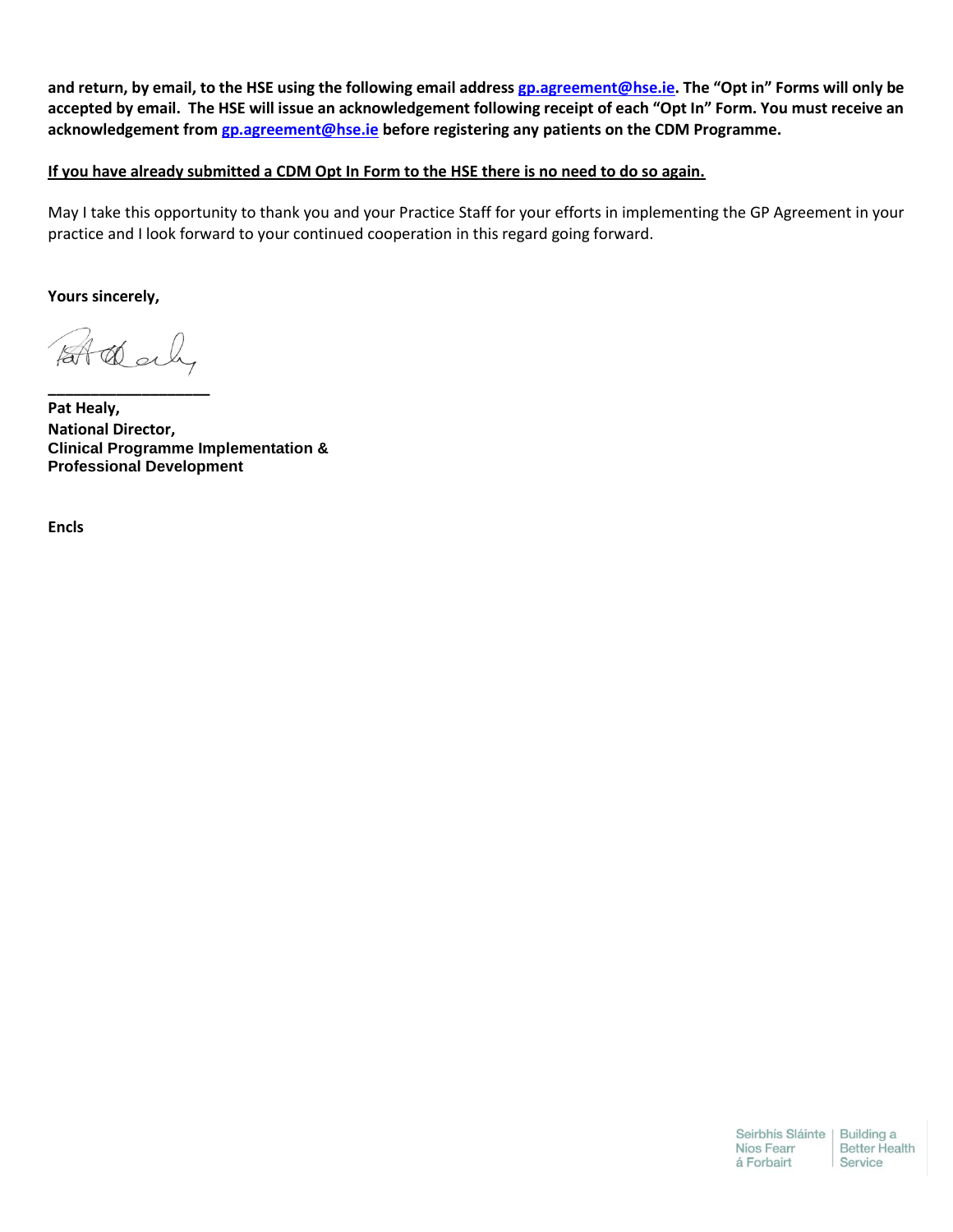**and return, by email, to the HSE using the following email address gp.agreement@hse.ie. The "Opt in" Forms will only be accepted by email. The HSE will issue an acknowledgement following receipt of each "Opt In" Form. You must receive an acknowledgement from gp.agreement@hse.ie before registering any patients on the CDM Programme.**

**If you have already submitted a CDM Opt In Form to the HSE there is no need to do so again.**

May I take this opportunity to thank you and your Practice Staff for your efforts in implementing the GP Agreement in your practice and I look forward to your continued cooperation in this regard going forward.

**Yours sincerely,**

___________________

**Pat Healy,**
**National Director,**
**Clinical Programme Implementation &**
**Professional Development**

**Encls**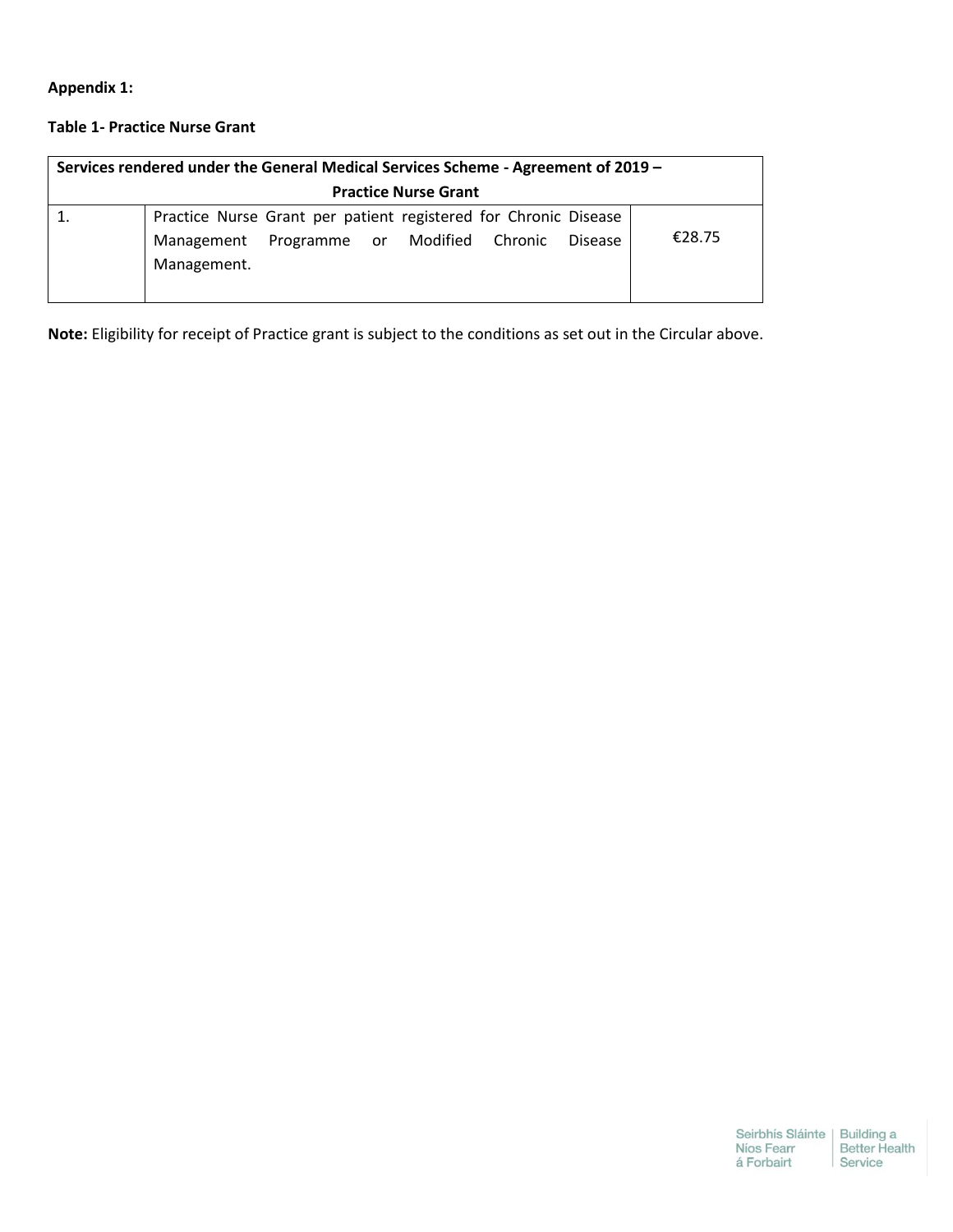**Appendix 1:**

**Table 1- Practice Nurse Grant**

| **Services rendered under the General Medical Services Scheme - Agreement of 2019 – Practice Nurse Grant** | | |
|---|---|---|
| 1. | Practice Nurse Grant per patient registered for Chronic Disease Management Programme or Modified Chronic Disease Management. | €28.75 |

**Note:** Eligibility for receipt of Practice grant is subject to the conditions as set out in the Circular above.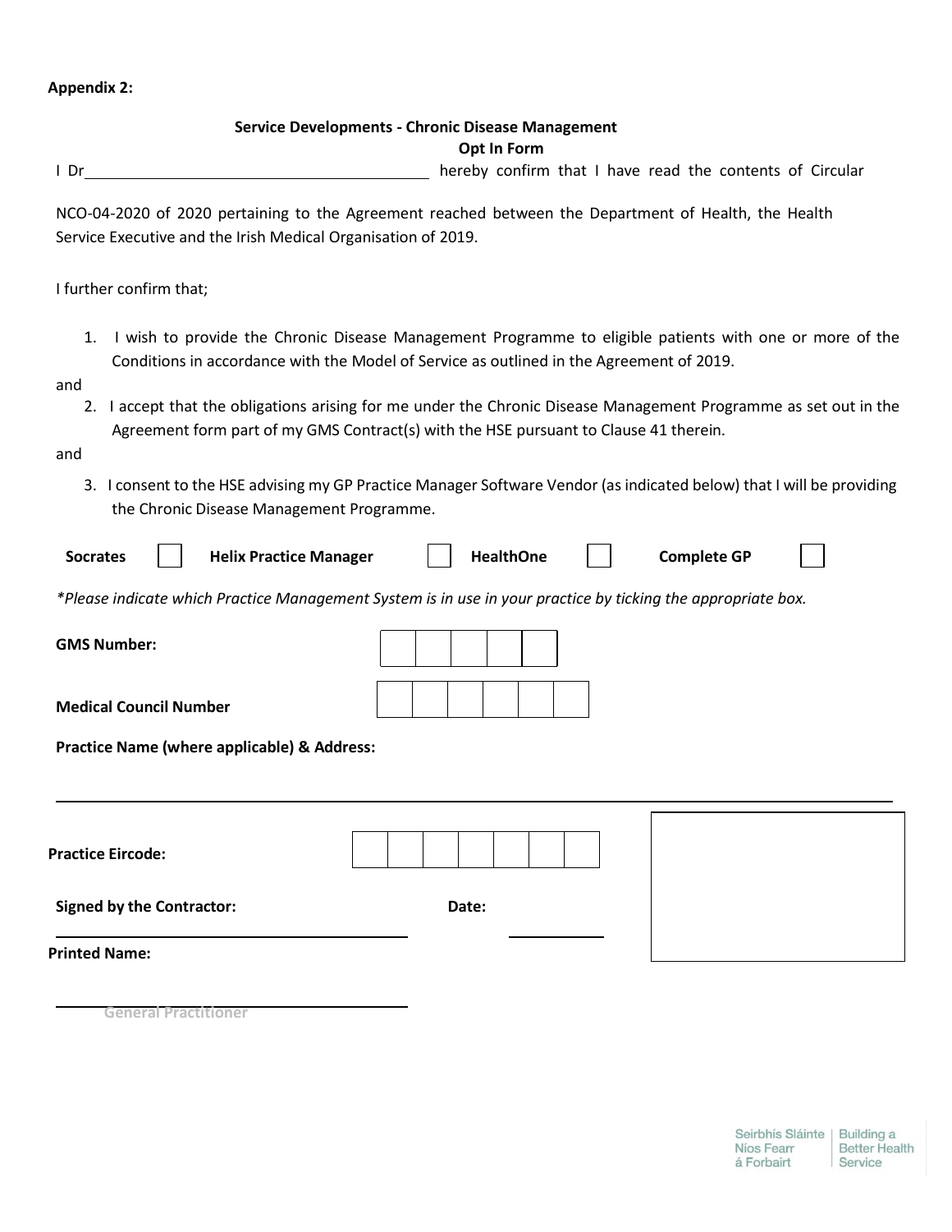**Appendix 2:**

**Service Developments - Chronic Disease Management**
**Opt In Form**

I Dr__________________________________________ hereby confirm that I have read the contents of Circular NCO-04-2020 of 2020 pertaining to the Agreement reached between the Department of Health, the Health Service Executive and the Irish Medical Organisation of 2019.

I further confirm that;

1. I wish to provide the Chronic Disease Management Programme to eligible patients with one or more of the Conditions in accordance with the Model of Service as outlined in the Agreement of 2019.

and

2. I accept that the obligations arising for me under the Chronic Disease Management Programme as set out in the Agreement form part of my GMS Contract(s) with the HSE pursuant to Clause 41 therein.

and

3. I consent to the HSE advising my GP Practice Manager Software Vendor (as indicated below) that I will be providing the Chronic Disease Management Programme.

**Socrates** ☐ **Helix Practice Manager** ☐ **HealthOne** ☐ **Complete GP** ☐

*\*Please indicate which Practice Management System is in use in your practice by ticking the appropriate box.*

**GMS Number:** ☐☐☐☐☐

**Medical Council Number** ☐☐☐☐☐☐

**Practice Name (where applicable) & Address:**

______________________________________________________________________

**Practice Eircode:** ☐☐☐☐☐☐☐

**Signed by the Contractor:** ____________________ **Date:** __________

**Printed Name:**

____________________
General Practitioner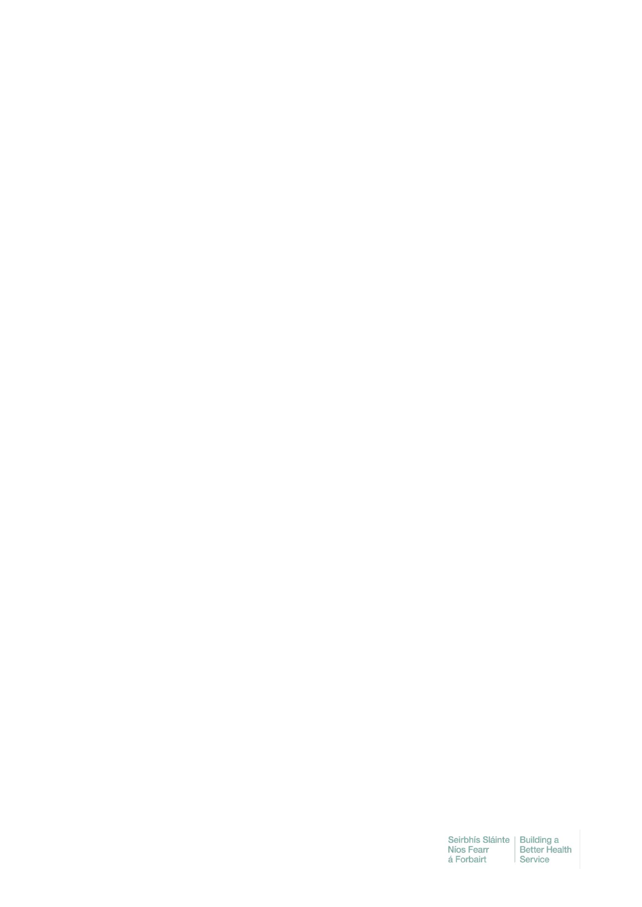Seirbhís Sláinte Níos Fearr á Forbairt | Building a Better Health Service